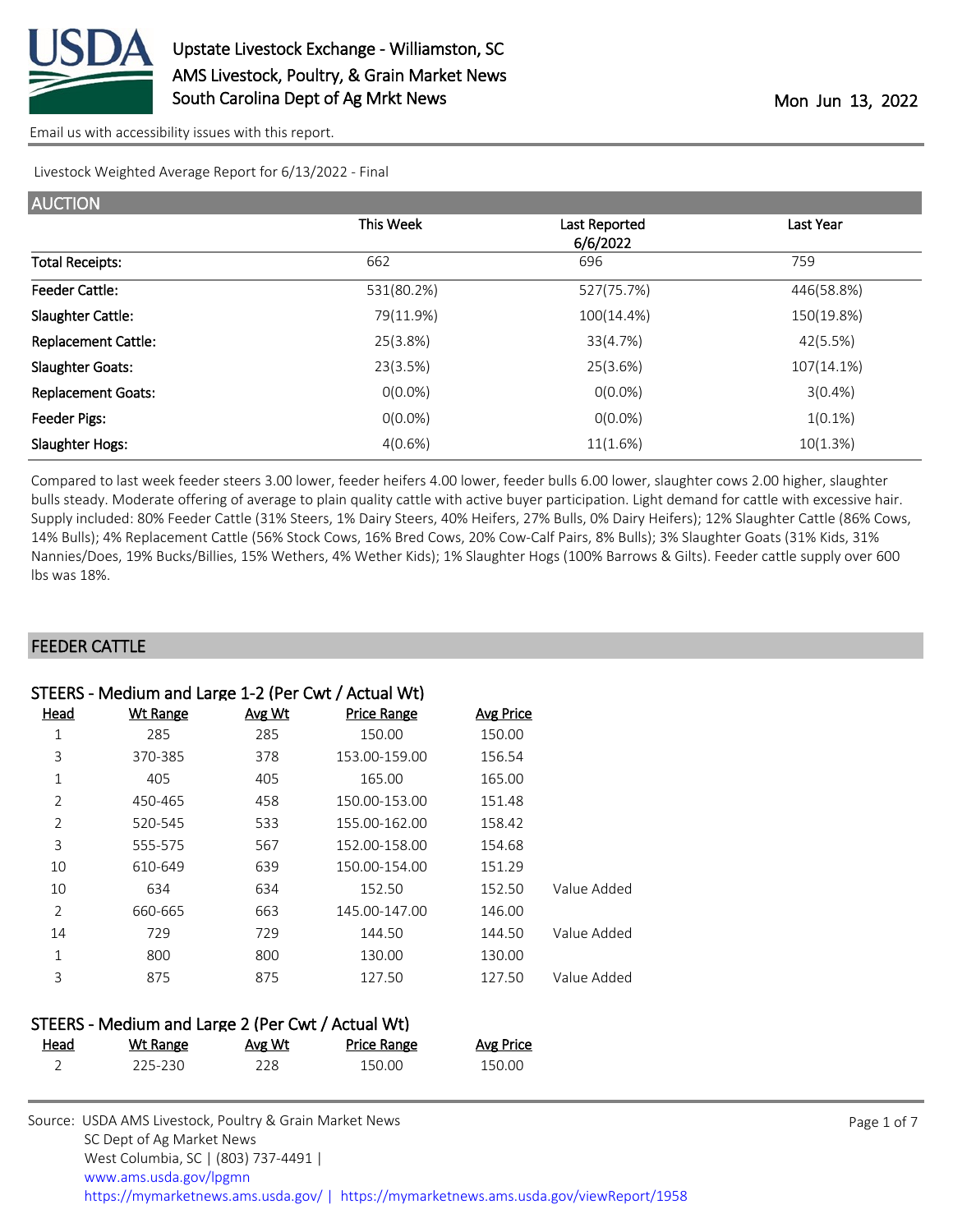Upstate Livestock Exchange - Williamston, SC
AMS Livestock, Poultry, & Grain Market News
South Carolina Dept of Ag Mrkt News

Mon Jun 13, 2022

Email us with accessibility issues with this report.

Livestock Weighted Average Report for 6/13/2022 - Final

## AUCTION

| | This Week | Last Reported 6/6/2022 | Last Year |
|---|---|---|---|
| Total Receipts: | 662 | 696 | 759 |
| Feeder Cattle: | 531(80.2%) | 527(75.7%) | 446(58.8%) |
| Slaughter Cattle: | 79(11.9%) | 100(14.4%) | 150(19.8%) |
| Replacement Cattle: | 25(3.8%) | 33(4.7%) | 42(5.5%) |
| Slaughter Goats: | 23(3.5%) | 25(3.6%) | 107(14.1%) |
| Replacement Goats: | 0(0.0%) | 0(0.0%) | 3(0.4%) |
| Feeder Pigs: | 0(0.0%) | 0(0.0%) | 1(0.1%) |
| Slaughter Hogs: | 4(0.6%) | 11(1.6%) | 10(1.3%) |

Compared to last week feeder steers 3.00 lower, feeder heifers 4.00 lower, feeder bulls 6.00 lower, slaughter cows 2.00 higher, slaughter bulls steady. Moderate offering of average to plain quality cattle with active buyer participation. Light demand for cattle with excessive hair. Supply included: 80% Feeder Cattle (31% Steers, 1% Dairy Steers, 40% Heifers, 27% Bulls, 0% Dairy Heifers); 12% Slaughter Cattle (86% Cows, 14% Bulls); 4% Replacement Cattle (56% Stock Cows, 16% Bred Cows, 20% Cow-Calf Pairs, 8% Bulls); 3% Slaughter Goats (31% Kids, 31% Nannies/Does, 19% Bucks/Billies, 15% Wethers, 4% Wether Kids); 1% Slaughter Hogs (100% Barrows & Gilts). Feeder cattle supply over 600 lbs was 18%.

## FEEDER CATTLE

### STEERS - Medium and Large 1-2 (Per Cwt / Actual Wt)

| Head | Wt Range | Avg Wt | Price Range | Avg Price | |
|---|---|---|---|---|---|
| 1 | 285 | 285 | 150.00 | 150.00 | |
| 3 | 370-385 | 378 | 153.00-159.00 | 156.54 | |
| 1 | 405 | 405 | 165.00 | 165.00 | |
| 2 | 450-465 | 458 | 150.00-153.00 | 151.48 | |
| 2 | 520-545 | 533 | 155.00-162.00 | 158.42 | |
| 3 | 555-575 | 567 | 152.00-158.00 | 154.68 | |
| 10 | 610-649 | 639 | 150.00-154.00 | 151.29 | |
| 10 | 634 | 634 | 152.50 | 152.50 | Value Added |
| 2 | 660-665 | 663 | 145.00-147.00 | 146.00 | |
| 14 | 729 | 729 | 144.50 | 144.50 | Value Added |
| 1 | 800 | 800 | 130.00 | 130.00 | |
| 3 | 875 | 875 | 127.50 | 127.50 | Value Added |

### STEERS - Medium and Large 2 (Per Cwt / Actual Wt)

| Head | Wt Range | Avg Wt | Price Range | Avg Price |
|---|---|---|---|---|
| 2 | 225-230 | 228 | 150.00 | 150.00 |

Source: USDA AMS Livestock, Poultry & Grain Market News
SC Dept of Ag Market News
West Columbia, SC | (803) 737-4491 |
www.ams.usda.gov/lpgmn
https://mymarketnews.ams.usda.gov/ | https://mymarketnews.ams.usda.gov/viewReport/1958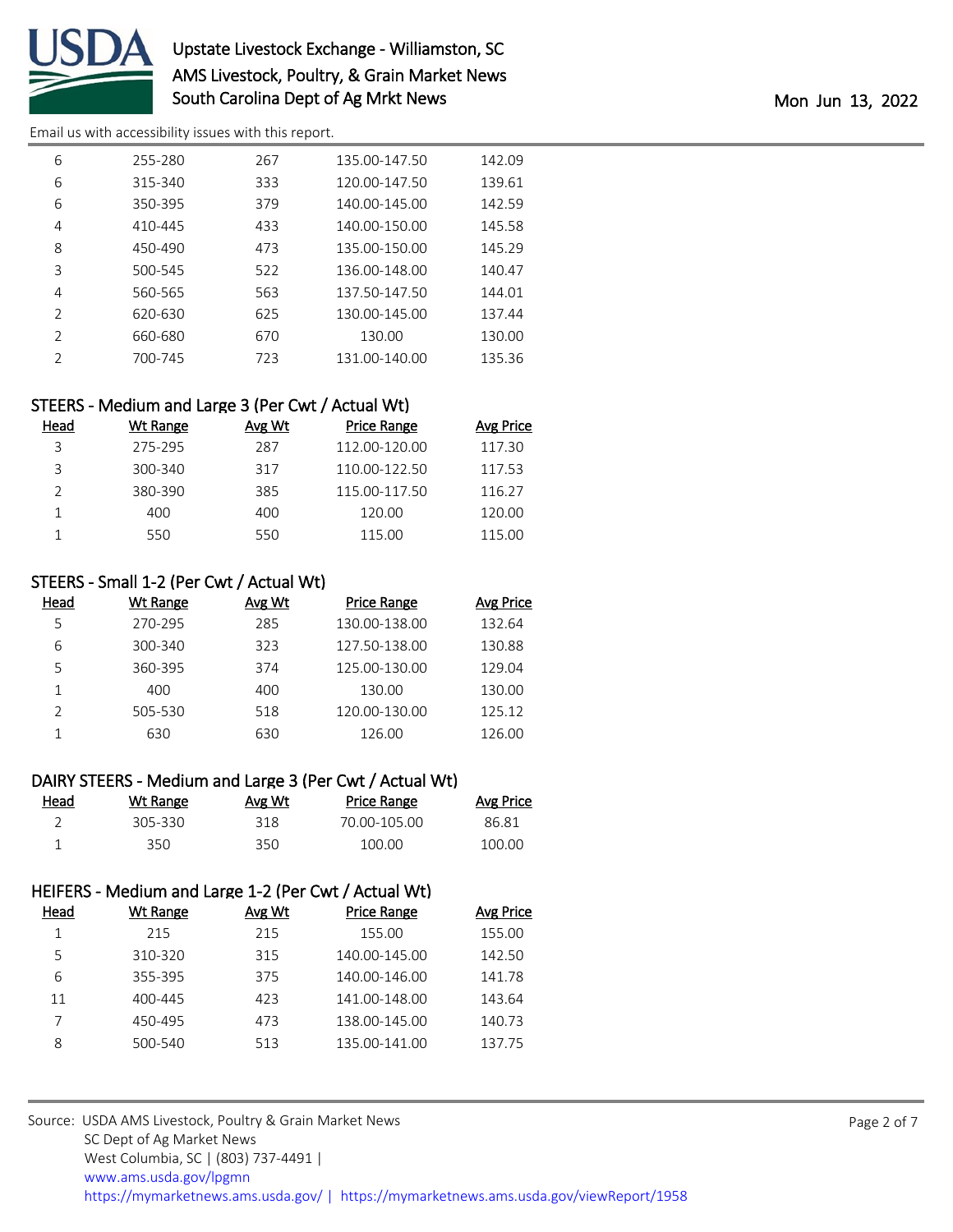| Head | Wt Range | Avg Wt | Price Range | Avg Price |
|---|---|---|---|---|
| 6 | 255-280 | 267 | 135.00-147.50 | 142.09 |
| 6 | 315-340 | 333 | 120.00-147.50 | 139.61 |
| 6 | 350-395 | 379 | 140.00-145.00 | 142.59 |
| 4 | 410-445 | 433 | 140.00-150.00 | 145.58 |
| 8 | 450-490 | 473 | 135.00-150.00 | 145.29 |
| 3 | 500-545 | 522 | 136.00-148.00 | 140.47 |
| 4 | 560-565 | 563 | 137.50-147.50 | 144.01 |
| 2 | 620-630 | 625 | 130.00-145.00 | 137.44 |
| 2 | 660-680 | 670 | 130.00 | 130.00 |
| 2 | 700-745 | 723 | 131.00-140.00 | 135.36 |

### STEERS - Medium and Large 3 (Per Cwt / Actual Wt)

| Head | Wt Range | Avg Wt | Price Range | Avg Price |
|---|---|---|---|---|
| 3 | 275-295 | 287 | 112.00-120.00 | 117.30 |
| 3 | 300-340 | 317 | 110.00-122.50 | 117.53 |
| 2 | 380-390 | 385 | 115.00-117.50 | 116.27 |
| 1 | 400 | 400 | 120.00 | 120.00 |
| 1 | 550 | 550 | 115.00 | 115.00 |

### STEERS - Small 1-2 (Per Cwt / Actual Wt)

| Head | Wt Range | Avg Wt | Price Range | Avg Price |
|---|---|---|---|---|
| 5 | 270-295 | 285 | 130.00-138.00 | 132.64 |
| 6 | 300-340 | 323 | 127.50-138.00 | 130.88 |
| 5 | 360-395 | 374 | 125.00-130.00 | 129.04 |
| 1 | 400 | 400 | 130.00 | 130.00 |
| 2 | 505-530 | 518 | 120.00-130.00 | 125.12 |
| 1 | 630 | 630 | 126.00 | 126.00 |

### DAIRY STEERS - Medium and Large 3 (Per Cwt / Actual Wt)

| Head | Wt Range | Avg Wt | Price Range | Avg Price |
|---|---|---|---|---|
| 2 | 305-330 | 318 | 70.00-105.00 | 86.81 |
| 1 | 350 | 350 | 100.00 | 100.00 |

### HEIFERS - Medium and Large 1-2 (Per Cwt / Actual Wt)

| Head | Wt Range | Avg Wt | Price Range | Avg Price |
|---|---|---|---|---|
| 1 | 215 | 215 | 155.00 | 155.00 |
| 5 | 310-320 | 315 | 140.00-145.00 | 142.50 |
| 6 | 355-395 | 375 | 140.00-146.00 | 141.78 |
| 11 | 400-445 | 423 | 141.00-148.00 | 143.64 |
| 7 | 450-495 | 473 | 138.00-145.00 | 140.73 |
| 8 | 500-540 | 513 | 135.00-141.00 | 137.75 |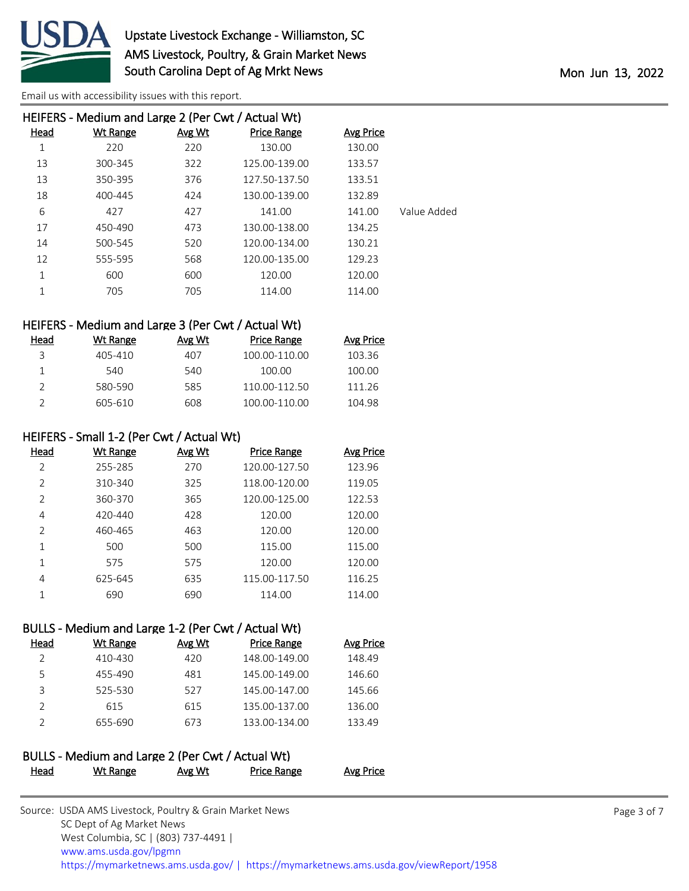Email us with accessibility issues with this report.

## HEIFERS - Medium and Large 2 (Per Cwt / Actual Wt)

| Head | Wt Range | Avg Wt | Price Range | Avg Price | |
|---|---|---|---|---|---|
| 1 | 220 | 220 | 130.00 | 130.00 | |
| 13 | 300-345 | 322 | 125.00-139.00 | 133.57 | |
| 13 | 350-395 | 376 | 127.50-137.50 | 133.51 | |
| 18 | 400-445 | 424 | 130.00-139.00 | 132.89 | |
| 6 | 427 | 427 | 141.00 | 141.00 | Value Added |
| 17 | 450-490 | 473 | 130.00-138.00 | 134.25 | |
| 14 | 500-545 | 520 | 120.00-134.00 | 130.21 | |
| 12 | 555-595 | 568 | 120.00-135.00 | 129.23 | |
| 1 | 600 | 600 | 120.00 | 120.00 | |
| 1 | 705 | 705 | 114.00 | 114.00 | |

## HEIFERS - Medium and Large 3 (Per Cwt / Actual Wt)

| Head | Wt Range | Avg Wt | Price Range | Avg Price |
|---|---|---|---|---|
| 3 | 405-410 | 407 | 100.00-110.00 | 103.36 |
| 1 | 540 | 540 | 100.00 | 100.00 |
| 2 | 580-590 | 585 | 110.00-112.50 | 111.26 |
| 2 | 605-610 | 608 | 100.00-110.00 | 104.98 |

## HEIFERS - Small 1-2 (Per Cwt / Actual Wt)

| Head | Wt Range | Avg Wt | Price Range | Avg Price |
|---|---|---|---|---|
| 2 | 255-285 | 270 | 120.00-127.50 | 123.96 |
| 2 | 310-340 | 325 | 118.00-120.00 | 119.05 |
| 2 | 360-370 | 365 | 120.00-125.00 | 122.53 |
| 4 | 420-440 | 428 | 120.00 | 120.00 |
| 2 | 460-465 | 463 | 120.00 | 120.00 |
| 1 | 500 | 500 | 115.00 | 115.00 |
| 1 | 575 | 575 | 120.00 | 120.00 |
| 4 | 625-645 | 635 | 115.00-117.50 | 116.25 |
| 1 | 690 | 690 | 114.00 | 114.00 |

## BULLS - Medium and Large 1-2 (Per Cwt / Actual Wt)

| Head | Wt Range | Avg Wt | Price Range | Avg Price |
|---|---|---|---|---|
| 2 | 410-430 | 420 | 148.00-149.00 | 148.49 |
| 5 | 455-490 | 481 | 145.00-149.00 | 146.60 |
| 3 | 525-530 | 527 | 145.00-147.00 | 145.66 |
| 2 | 615 | 615 | 135.00-137.00 | 136.00 |
| 2 | 655-690 | 673 | 133.00-134.00 | 133.49 |

## BULLS - Medium and Large 2 (Per Cwt / Actual Wt)

| Head | Wt Range | Avg Wt | Price Range | Avg Price |
|---|---|---|---|---|

Source: USDA AMS Livestock, Poultry & Grain Market News
SC Dept of Ag Market News
West Columbia, SC | (803) 737-4491 |
www.ams.usda.gov/lpgmn
https://mymarketnews.ams.usda.gov/ | https://mymarketnews.ams.usda.gov/viewReport/1958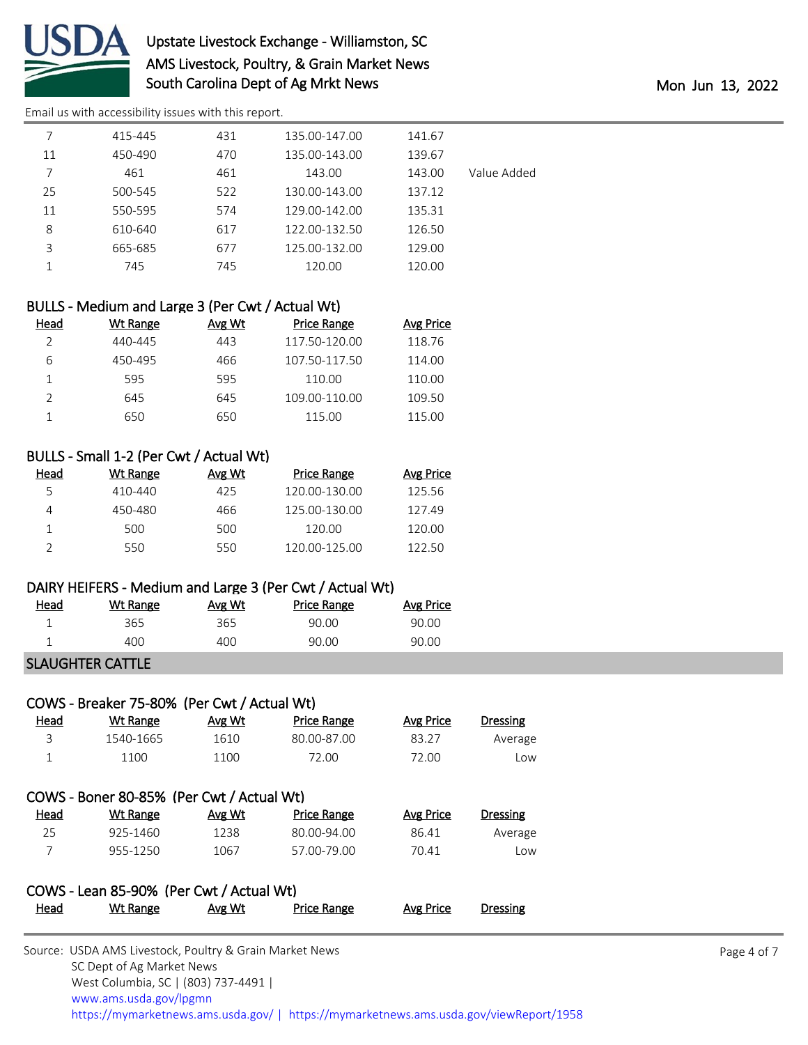| Head | Wt Range | Avg Wt | Price Range | Avg Price | |
|---|---|---|---|---|---|
| 7 | 415-445 | 431 | 135.00-147.00 | 141.67 | |
| 11 | 450-490 | 470 | 135.00-143.00 | 139.67 | |
| 7 | 461 | 461 | 143.00 | 143.00 | Value Added |
| 25 | 500-545 | 522 | 130.00-143.00 | 137.12 | |
| 11 | 550-595 | 574 | 129.00-142.00 | 135.31 | |
| 8 | 610-640 | 617 | 122.00-132.50 | 126.50 | |
| 3 | 665-685 | 677 | 125.00-132.00 | 129.00 | |
| 1 | 745 | 745 | 120.00 | 120.00 | |

### BULLS - Medium and Large 3 (Per Cwt / Actual Wt)

| Head | Wt Range | Avg Wt | Price Range | Avg Price |
|---|---|---|---|---|
| 2 | 440-445 | 443 | 117.50-120.00 | 118.76 |
| 6 | 450-495 | 466 | 107.50-117.50 | 114.00 |
| 1 | 595 | 595 | 110.00 | 110.00 |
| 2 | 645 | 645 | 109.00-110.00 | 109.50 |
| 1 | 650 | 650 | 115.00 | 115.00 |

### BULLS - Small 1-2 (Per Cwt / Actual Wt)

| Head | Wt Range | Avg Wt | Price Range | Avg Price |
|---|---|---|---|---|
| 5 | 410-440 | 425 | 120.00-130.00 | 125.56 |
| 4 | 450-480 | 466 | 125.00-130.00 | 127.49 |
| 1 | 500 | 500 | 120.00 | 120.00 |
| 2 | 550 | 550 | 120.00-125.00 | 122.50 |

### DAIRY HEIFERS - Medium and Large 3 (Per Cwt / Actual Wt)

| Head | Wt Range | Avg Wt | Price Range | Avg Price |
|---|---|---|---|---|
| 1 | 365 | 365 | 90.00 | 90.00 |
| 1 | 400 | 400 | 90.00 | 90.00 |

## SLAUGHTER CATTLE

### COWS - Breaker 75-80% (Per Cwt / Actual Wt)

| Head | Wt Range | Avg Wt | Price Range | Avg Price | Dressing |
|---|---|---|---|---|---|
| 3 | 1540-1665 | 1610 | 80.00-87.00 | 83.27 | Average |
| 1 | 1100 | 1100 | 72.00 | 72.00 | Low |

### COWS - Boner 80-85% (Per Cwt / Actual Wt)

| Head | Wt Range | Avg Wt | Price Range | Avg Price | Dressing |
|---|---|---|---|---|---|
| 25 | 925-1460 | 1238 | 80.00-94.00 | 86.41 | Average |
| 7 | 955-1250 | 1067 | 57.00-79.00 | 70.41 | Low |

### COWS - Lean 85-90% (Per Cwt / Actual Wt)

| Head | Wt Range | Avg Wt | Price Range | Avg Price | Dressing |
|---|---|---|---|---|---|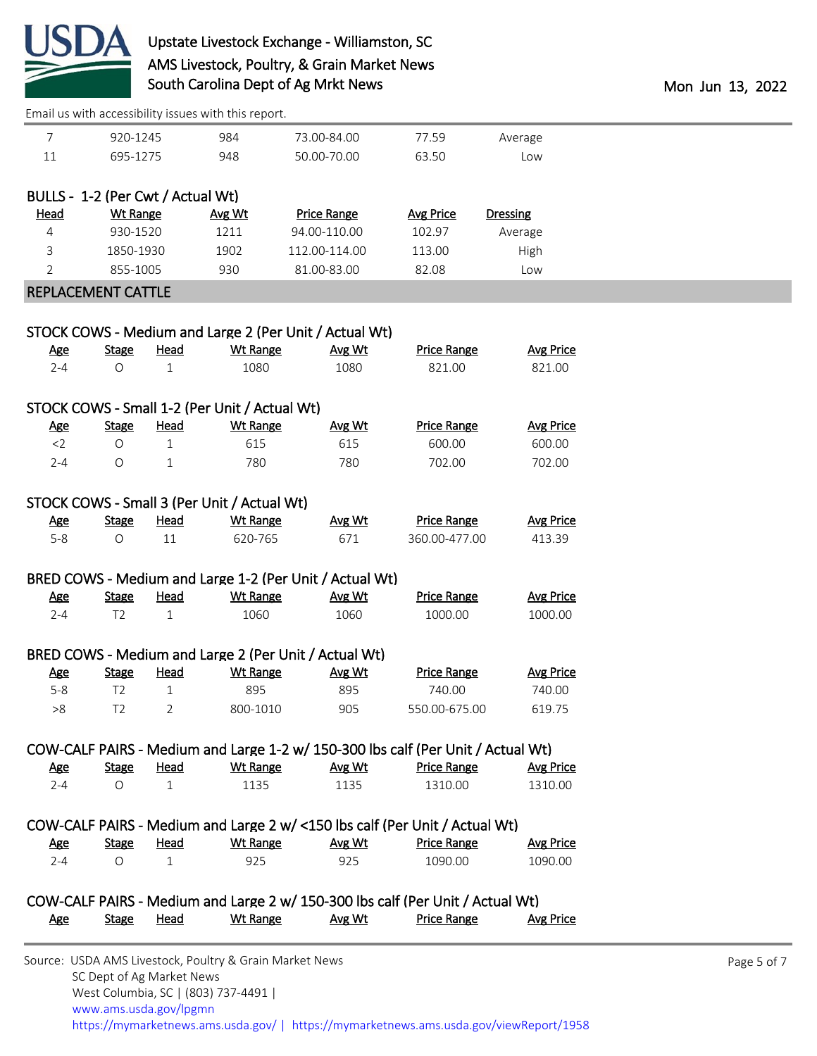Email us with accessibility issues with this report.

| Head | Wt Range | Avg Wt | Price Range | Avg Price | Dressing |
|---|---|---|---|---|---|
| 7 | 920-1245 | 984 | 73.00-84.00 | 77.59 | Average |
| 11 | 695-1275 | 948 | 50.00-70.00 | 63.50 | Low |

BULLS - 1-2 (Per Cwt / Actual Wt)

| Head | Wt Range | Avg Wt | Price Range | Avg Price | Dressing |
|---|---|---|---|---|---|
| 4 | 930-1520 | 1211 | 94.00-110.00 | 102.97 | Average |
| 3 | 1850-1930 | 1902 | 112.00-114.00 | 113.00 | High |
| 2 | 855-1005 | 930 | 81.00-83.00 | 82.08 | Low |

## REPLACEMENT CATTLE

STOCK COWS - Medium and Large 2 (Per Unit / Actual Wt)

| Age | Stage | Head | Wt Range | Avg Wt | Price Range | Avg Price |
|---|---|---|---|---|---|---|
| 2-4 | O | 1 | 1080 | 1080 | 821.00 | 821.00 |

STOCK COWS - Small 1-2 (Per Unit / Actual Wt)

| Age | Stage | Head | Wt Range | Avg Wt | Price Range | Avg Price |
|---|---|---|---|---|---|---|
| <2 | O | 1 | 615 | 615 | 600.00 | 600.00 |
| 2-4 | O | 1 | 780 | 780 | 702.00 | 702.00 |

STOCK COWS - Small 3 (Per Unit / Actual Wt)

| Age | Stage | Head | Wt Range | Avg Wt | Price Range | Avg Price |
|---|---|---|---|---|---|---|
| 5-8 | O | 11 | 620-765 | 671 | 360.00-477.00 | 413.39 |

BRED COWS - Medium and Large 1-2 (Per Unit / Actual Wt)

| Age | Stage | Head | Wt Range | Avg Wt | Price Range | Avg Price |
|---|---|---|---|---|---|---|
| 2-4 | T2 | 1 | 1060 | 1060 | 1000.00 | 1000.00 |

BRED COWS - Medium and Large 2 (Per Unit / Actual Wt)

| Age | Stage | Head | Wt Range | Avg Wt | Price Range | Avg Price |
|---|---|---|---|---|---|---|
| 5-8 | T2 | 1 | 895 | 895 | 740.00 | 740.00 |
| >8 | T2 | 2 | 800-1010 | 905 | 550.00-675.00 | 619.75 |

COW-CALF PAIRS - Medium and Large 1-2 w/ 150-300 lbs calf (Per Unit / Actual Wt)

| Age | Stage | Head | Wt Range | Avg Wt | Price Range | Avg Price |
|---|---|---|---|---|---|---|
| 2-4 | O | 1 | 1135 | 1135 | 1310.00 | 1310.00 |

COW-CALF PAIRS - Medium and Large 2 w/ <150 lbs calf (Per Unit / Actual Wt)

| Age | Stage | Head | Wt Range | Avg Wt | Price Range | Avg Price |
|---|---|---|---|---|---|---|
| 2-4 | O | 1 | 925 | 925 | 1090.00 | 1090.00 |

COW-CALF PAIRS - Medium and Large 2 w/ 150-300 lbs calf (Per Unit / Actual Wt)

| Age | Stage | Head | Wt Range | Avg Wt | Price Range | Avg Price |
|---|---|---|---|---|---|---|

Source: USDA AMS Livestock, Poultry & Grain Market News
SC Dept of Ag Market News
West Columbia, SC | (803) 737-4491 |
www.ams.usda.gov/lpgmn
https://mymarketnews.ams.usda.gov/ | https://mymarketnews.ams.usda.gov/viewReport/1958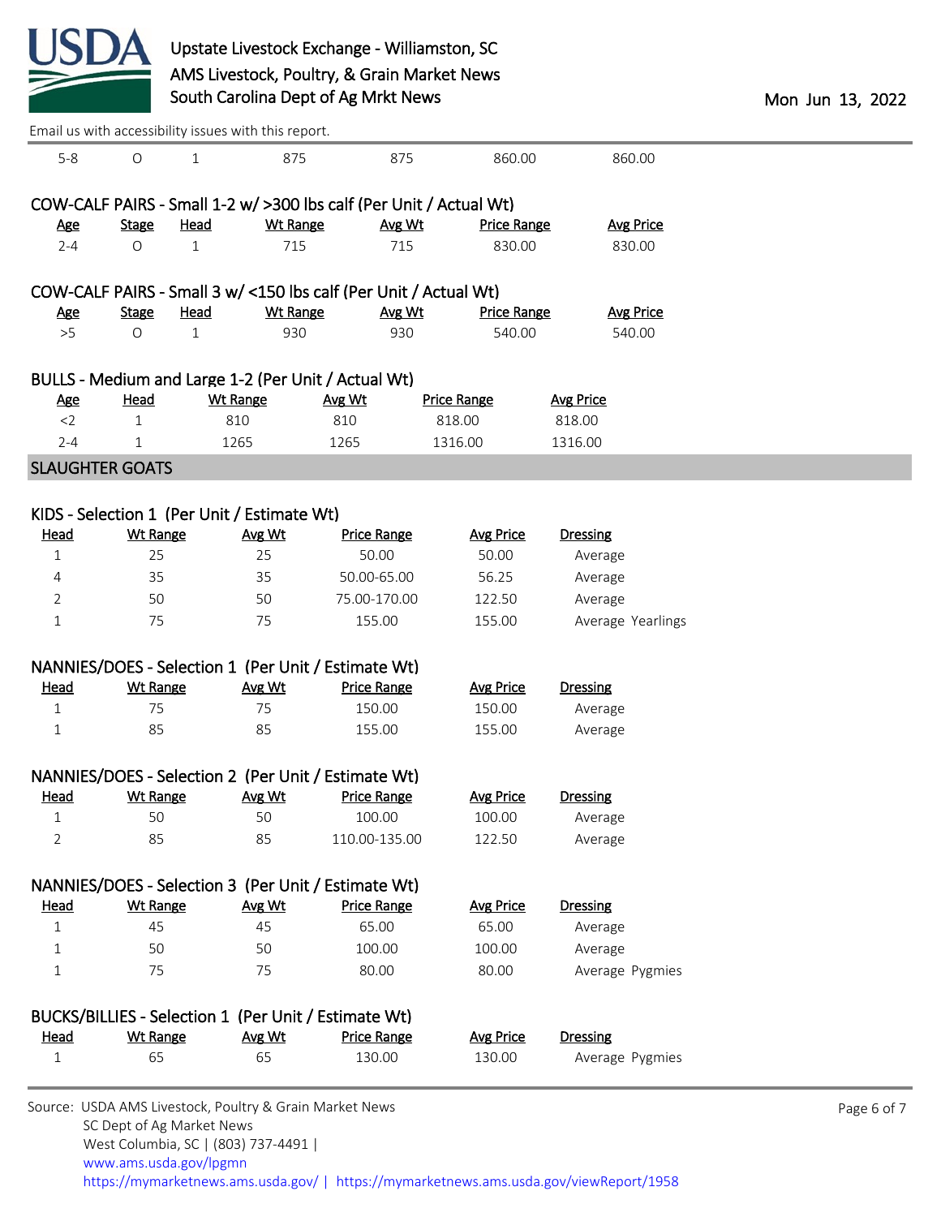| Age | Stage | Head | Wt Range | Avg Wt | Price Range | Avg Price |
|---|---|---|---|---|---|---|
| 5-8 | O | 1 | 875 | 875 | 860.00 | 860.00 |

### COW-CALF PAIRS - Small 1-2 w/ >300 lbs calf (Per Unit / Actual Wt)

| Age | Stage | Head | Wt Range | Avg Wt | Price Range | Avg Price |
|---|---|---|---|---|---|---|
| 2-4 | O | 1 | 715 | 715 | 830.00 | 830.00 |

### COW-CALF PAIRS - Small 3 w/ <150 lbs calf (Per Unit / Actual Wt)

| Age | Stage | Head | Wt Range | Avg Wt | Price Range | Avg Price |
|---|---|---|---|---|---|---|
| >5 | O | 1 | 930 | 930 | 540.00 | 540.00 |

### BULLS - Medium and Large 1-2 (Per Unit / Actual Wt)

| Age | Head | Wt Range | Avg Wt | Price Range | Avg Price |
|---|---|---|---|---|---|
| <2 | 1 | 810 | 810 | 818.00 | 818.00 |
| 2-4 | 1 | 1265 | 1265 | 1316.00 | 1316.00 |

## SLAUGHTER GOATS

### KIDS - Selection 1 (Per Unit / Estimate Wt)

| Head | Wt Range | Avg Wt | Price Range | Avg Price | Dressing |
|---|---|---|---|---|---|
| 1 | 25 | 25 | 50.00 | 50.00 | Average |
| 4 | 35 | 35 | 50.00-65.00 | 56.25 | Average |
| 2 | 50 | 50 | 75.00-170.00 | 122.50 | Average |
| 1 | 75 | 75 | 155.00 | 155.00 | Average Yearlings |

### NANNIES/DOES - Selection 1 (Per Unit / Estimate Wt)

| Head | Wt Range | Avg Wt | Price Range | Avg Price | Dressing |
|---|---|---|---|---|---|
| 1 | 75 | 75 | 150.00 | 150.00 | Average |
| 1 | 85 | 85 | 155.00 | 155.00 | Average |

### NANNIES/DOES - Selection 2 (Per Unit / Estimate Wt)

| Head | Wt Range | Avg Wt | Price Range | Avg Price | Dressing |
|---|---|---|---|---|---|
| 1 | 50 | 50 | 100.00 | 100.00 | Average |
| 2 | 85 | 85 | 110.00-135.00 | 122.50 | Average |

### NANNIES/DOES - Selection 3 (Per Unit / Estimate Wt)

| Head | Wt Range | Avg Wt | Price Range | Avg Price | Dressing |
|---|---|---|---|---|---|
| 1 | 45 | 45 | 65.00 | 65.00 | Average |
| 1 | 50 | 50 | 100.00 | 100.00 | Average |
| 1 | 75 | 75 | 80.00 | 80.00 | Average Pygmies |

### BUCKS/BILLIES - Selection 1 (Per Unit / Estimate Wt)

| Head | Wt Range | Avg Wt | Price Range | Avg Price | Dressing |
|---|---|---|---|---|---|
| 1 | 65 | 65 | 130.00 | 130.00 | Average Pygmies |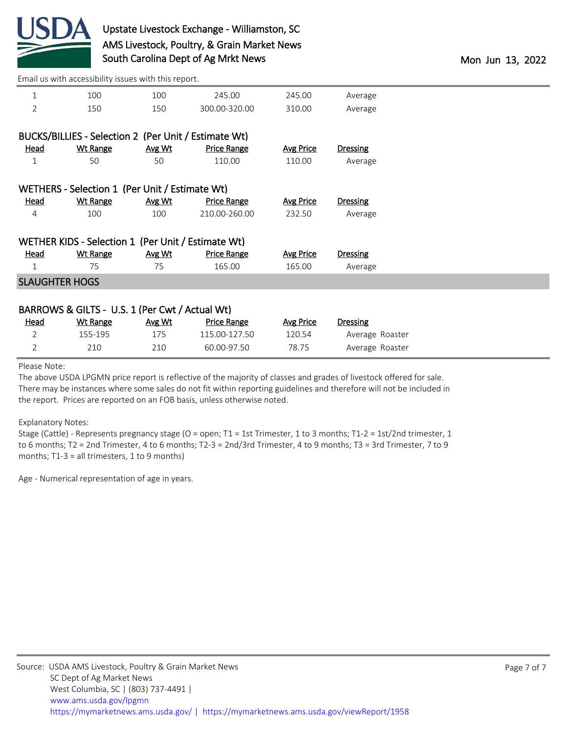| Head | Wt Range | Avg Wt | Price Range | Avg Price | Dressing |
|---|---|---|---|---|---|
| 1 | 100 | 100 | 245.00 | 245.00 | Average |
| 2 | 150 | 150 | 300.00-320.00 | 310.00 | Average |

BUCKS/BILLIES - Selection 2 (Per Unit / Estimate Wt)

| Head | Wt Range | Avg Wt | Price Range | Avg Price | Dressing |
|---|---|---|---|---|---|
| 1 | 50 | 50 | 110.00 | 110.00 | Average |

WETHERS - Selection 1 (Per Unit / Estimate Wt)

| Head | Wt Range | Avg Wt | Price Range | Avg Price | Dressing |
|---|---|---|---|---|---|
| 4 | 100 | 100 | 210.00-260.00 | 232.50 | Average |

WETHER KIDS - Selection 1 (Per Unit / Estimate Wt)

| Head | Wt Range | Avg Wt | Price Range | Avg Price | Dressing |
|---|---|---|---|---|---|
| 1 | 75 | 75 | 165.00 | 165.00 | Average |

## SLAUGHTER HOGS

BARROWS & GILTS - U.S. 1 (Per Cwt / Actual Wt)

| Head | Wt Range | Avg Wt | Price Range | Avg Price | Dressing |
|---|---|---|---|---|---|
| 2 | 155-195 | 175 | 115.00-127.50 | 120.54 | Average Roaster |
| 2 | 210 | 210 | 60.00-97.50 | 78.75 | Average Roaster |

Please Note:
The above USDA LPGMN price report is reflective of the majority of classes and grades of livestock offered for sale. There may be instances where some sales do not fit within reporting guidelines and therefore will not be included in the report. Prices are reported on an FOB basis, unless otherwise noted.

Explanatory Notes:
Stage (Cattle) - Represents pregnancy stage (O = open; T1 = 1st Trimester, 1 to 3 months; T1-2 = 1st/2nd trimester, 1 to 6 months; T2 = 2nd Trimester, 4 to 6 months; T2-3 = 2nd/3rd Trimester, 4 to 9 months; T3 = 3rd Trimester, 7 to 9 months; T1-3 = all trimesters, 1 to 9 months)

Age - Numerical representation of age in years.

Source: USDA AMS Livestock, Poultry & Grain Market News
SC Dept of Ag Market News
West Columbia, SC | (803) 737-4491 |
www.ams.usda.gov/lpgmn
https://mymarketnews.ams.usda.gov/ | https://mymarketnews.ams.usda.gov/viewReport/1958